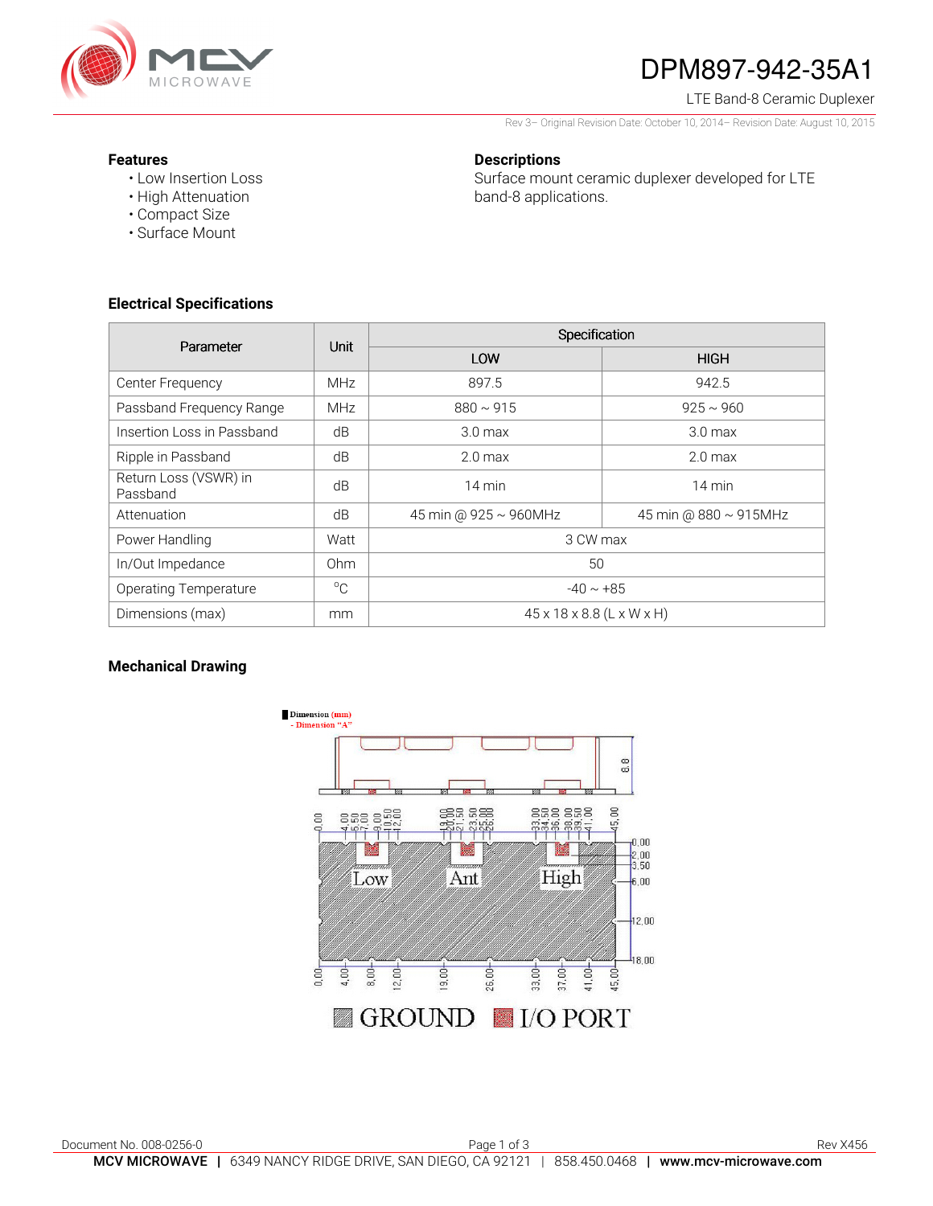# DPM897-942-35A1

LTE Band-8 Ceramic Duplexer

Rev 3– Original Revision Date: October 10, 2014– Revision Date: August 10, 2015

**Features**

- Low Insertion Loss
- High Attenuation
- Compact Size
- Surface Mount

**Descriptions**

Surface mount ceramic duplexer developed for LTE band-8 applications.

## Electrical Specifications

| Parameter | Unit | Specification | |
|---|---|---|---|
| | | LOW | HIGH |
| Center Frequency | MHz | 897.5 | 942.5 |
| Passband Frequency Range | MHz | 880 ~ 915 | 925 ~ 960 |
| Insertion Loss in Passband | dB | 3.0 max | 3.0 max |
| Ripple in Passband | dB | 2.0 max | 2.0 max |
| Return Loss (VSWR) in Passband | dB | 14 min | 14 min |
| Attenuation | dB | 45 min @ 925 ~ 960MHz | 45 min @ 880 ~ 915MHz |
| Power Handling | Watt | 3 CW max | |
| In/Out Impedance | Ohm | 50 | |
| Operating Temperature | °C | -40 ~ +85 | |
| Dimensions (max) | mm | 45 x 18 x 8.8 (L x W x H) | |

## Mechanical Drawing

Dimension (mm)
- Dimension "A"

8.8

0.00 4.00 5.50 7.00 9.00 10.50 12.00 19.00 20.00 21.50 23.50 25.00 26.00 33.00 34.50 36.00 38.00 39.50 41.00 45.00

Low Ant High

0.00 2.00 3.50 6.00 12.00 18.00

0.00 4.00 8.00 12.00 19.00 26.00 33.00 37.00 41.00 45.00

GROUND I/O PORT

Document No. 008-0256-0

Rev X456

**MCV MICROWAVE** | 6349 NANCY RIDGE DRIVE, SAN DIEGO, CA 92121 | 858.450.0468 | **www.mcv-microwave.com**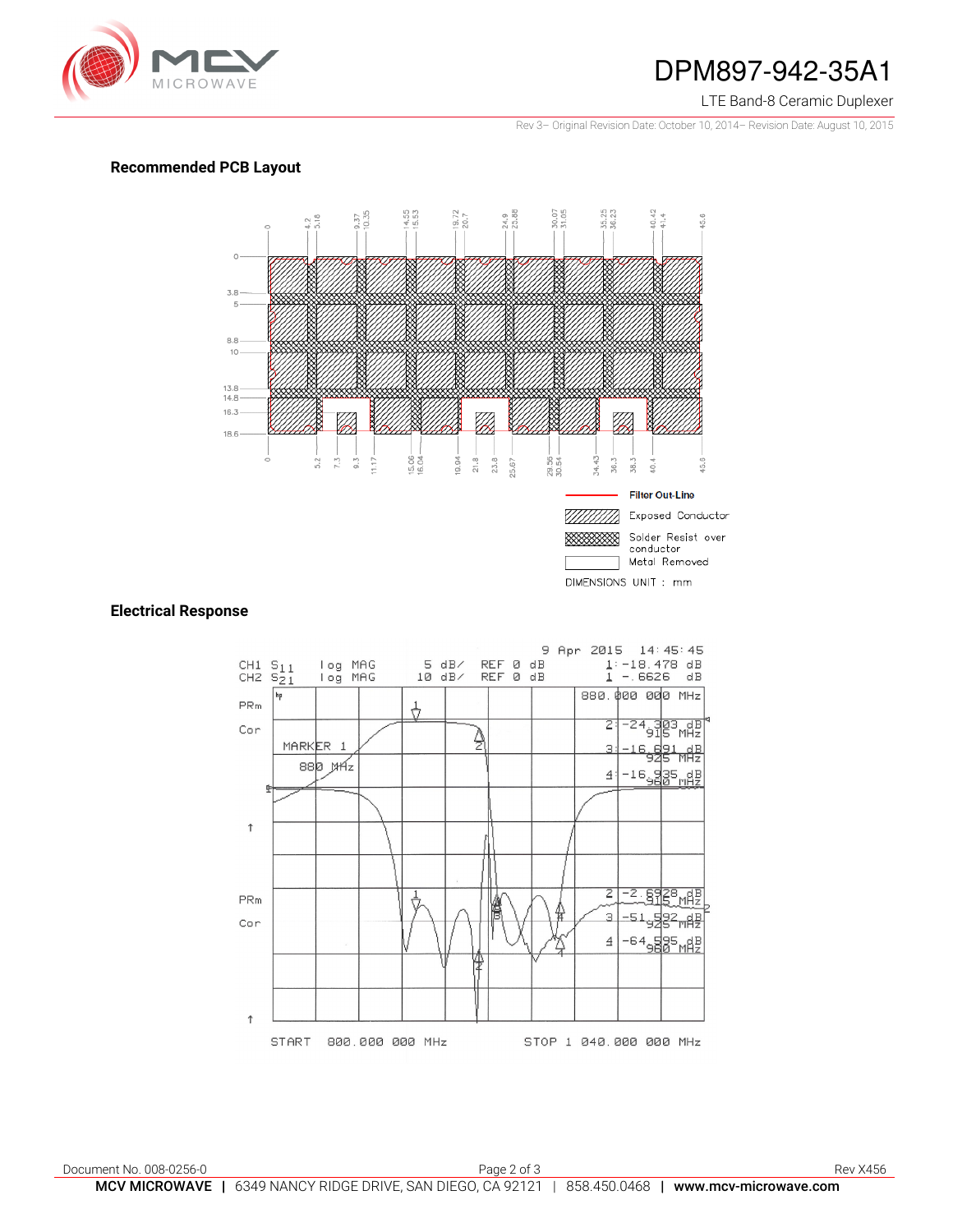## Recommended PCB Layout

Filter Out-Line

Exposed Conductor

Solder Resist over conductor

Metal Removed

DIMENSIONS UNIT : mm

## Electrical Response

9 Apr 2015 14:45:45

CH1 $S_{11}$ log MAG 5 dB/ REF 0 dB 1: -18.478 dB

CH2 $S_{21}$ log MAG 10 dB/ REF 0 dB 1 -.6626 dB

880.000 000 MHz

2: -24.303 dB 915 MHz

3: -16.691 dB 925 MHz

4: -16.935 dB 960 MHz

MARKER 1

880 MHz

2 -2.6928 dB 915 MHz

3 -51.592 dB 925 MHz

4 -64.595 dB 960 MHz

START 800.000 000 MHz STOP 1 040.000 000 MHz

Document No. 008-0256-0

Rev X456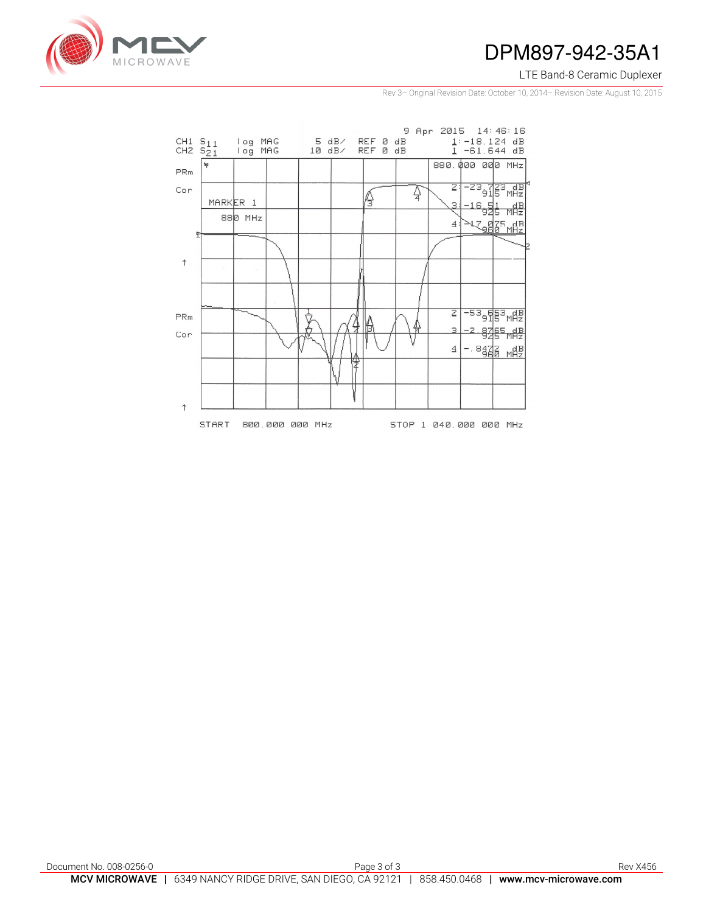# DPM897-942-35A1

LTE Band-8 Ceramic Duplexer

Rev 3– Original Revision Date: October 10, 2014– Revision Date: August 10, 2015

9 Apr 2015 14:46:16

CH1 $S_{11}$ log MAG 5 dB/ REF 0 dB 1:-18.124 dB

CH2 $S_{21}$ log MAG 10 dB/ REF 0 dB 1 -61.644 dB

880.000 000 MHz

PRm

Cor

MARKER 1

880 MHz

2: -23.723 dB 915 MHz

3: -16.51 dB 925 MHz

4: -17.075 dB 960 MHz

PRm

Cor

2 -53.653 dB 915 MHz

3 -2.8765 dB 925 MHz

4 -.8472 dB 960 MHz

START 800.000 000 MHz

STOP 1 040.000 000 MHz

Document No. 008-0256-0

Rev X456

**MCV MICROWAVE** | 6349 NANCY RIDGE DRIVE, SAN DIEGO, CA 92121 | 858.450.0468 | **www.mcv-microwave.com**